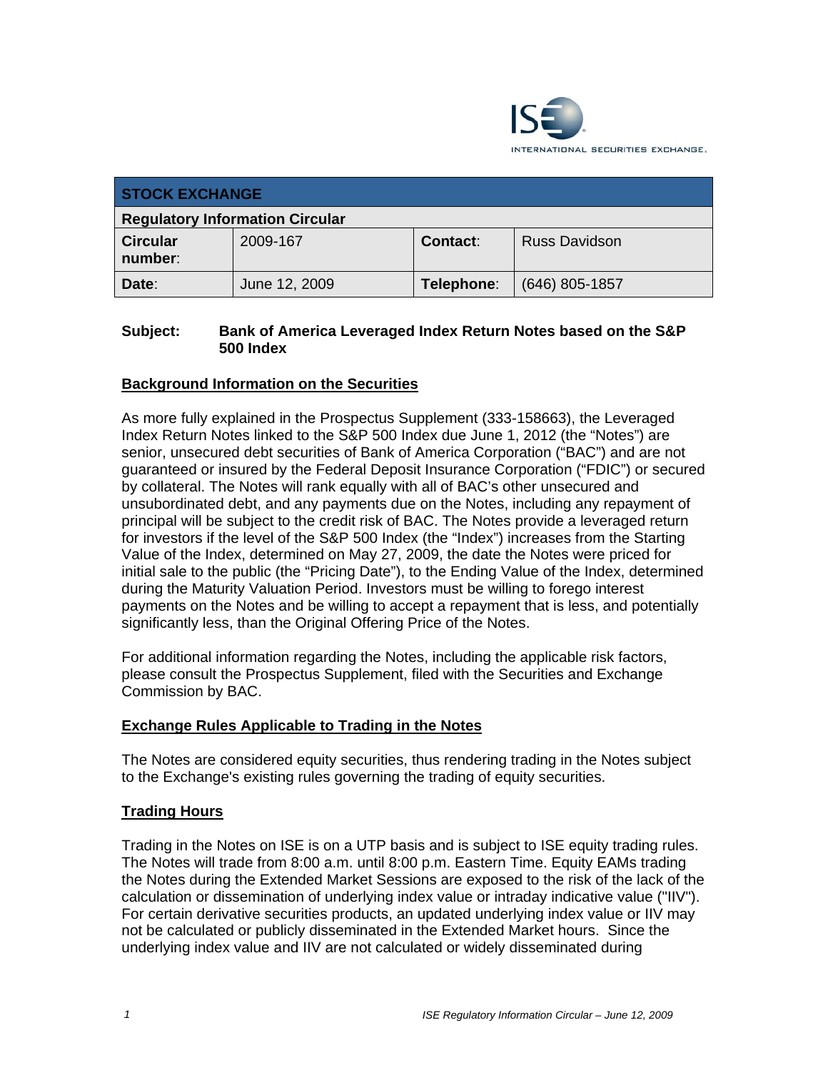ISE INTERNATIONAL SECURITIES EXCHANGE.

| STOCK EXCHANGE | | | |
|---|---|---|---|
| **Regulatory Information Circular** | | | |
| **Circular number**: | 2009-167 | **Contact**: | Russ Davidson |
| **Date**: | June 12, 2009 | **Telephone**: | (646) 805-1857 |

**Subject: Bank of America Leveraged Index Return Notes based on the S&P 500 Index**

## Background Information on the Securities

As more fully explained in the Prospectus Supplement (333-158663), the Leveraged Index Return Notes linked to the S&P 500 Index due June 1, 2012 (the "Notes") are senior, unsecured debt securities of Bank of America Corporation ("BAC") and are not guaranteed or insured by the Federal Deposit Insurance Corporation ("FDIC") or secured by collateral. The Notes will rank equally with all of BAC's other unsecured and unsubordinated debt, and any payments due on the Notes, including any repayment of principal will be subject to the credit risk of BAC. The Notes provide a leveraged return for investors if the level of the S&P 500 Index (the "Index") increases from the Starting Value of the Index, determined on May 27, 2009, the date the Notes were priced for initial sale to the public (the "Pricing Date"), to the Ending Value of the Index, determined during the Maturity Valuation Period. Investors must be willing to forego interest payments on the Notes and be willing to accept a repayment that is less, and potentially significantly less, than the Original Offering Price of the Notes.

For additional information regarding the Notes, including the applicable risk factors, please consult the Prospectus Supplement, filed with the Securities and Exchange Commission by BAC.

## Exchange Rules Applicable to Trading in the Notes

The Notes are considered equity securities, thus rendering trading in the Notes subject to the Exchange's existing rules governing the trading of equity securities.

## Trading Hours

Trading in the Notes on ISE is on a UTP basis and is subject to ISE equity trading rules. The Notes will trade from 8:00 a.m. until 8:00 p.m. Eastern Time. Equity EAMs trading the Notes during the Extended Market Sessions are exposed to the risk of the lack of the calculation or dissemination of underlying index value or intraday indicative value ("IIV"). For certain derivative securities products, an updated underlying index value or IIV may not be calculated or publicly disseminated in the Extended Market hours. Since the underlying index value and IIV are not calculated or widely disseminated during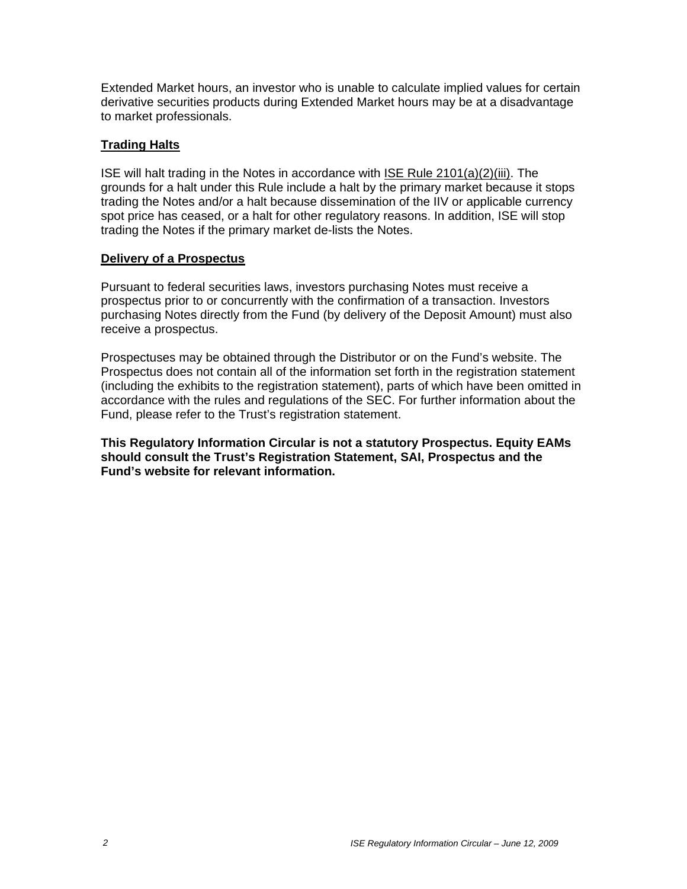Extended Market hours, an investor who is unable to calculate implied values for certain derivative securities products during Extended Market hours may be at a disadvantage to market professionals.

## Trading Halts

ISE will halt trading in the Notes in accordance with ISE Rule 2101(a)(2)(iii). The grounds for a halt under this Rule include a halt by the primary market because it stops trading the Notes and/or a halt because dissemination of the IIV or applicable currency spot price has ceased, or a halt for other regulatory reasons. In addition, ISE will stop trading the Notes if the primary market de-lists the Notes.

## Delivery of a Prospectus

Pursuant to federal securities laws, investors purchasing Notes must receive a prospectus prior to or concurrently with the confirmation of a transaction. Investors purchasing Notes directly from the Fund (by delivery of the Deposit Amount) must also receive a prospectus.

Prospectuses may be obtained through the Distributor or on the Fund's website. The Prospectus does not contain all of the information set forth in the registration statement (including the exhibits to the registration statement), parts of which have been omitted in accordance with the rules and regulations of the SEC. For further information about the Fund, please refer to the Trust's registration statement.

**This Regulatory Information Circular is not a statutory Prospectus. Equity EAMs should consult the Trust's Registration Statement, SAI, Prospectus and the Fund's website for relevant information.**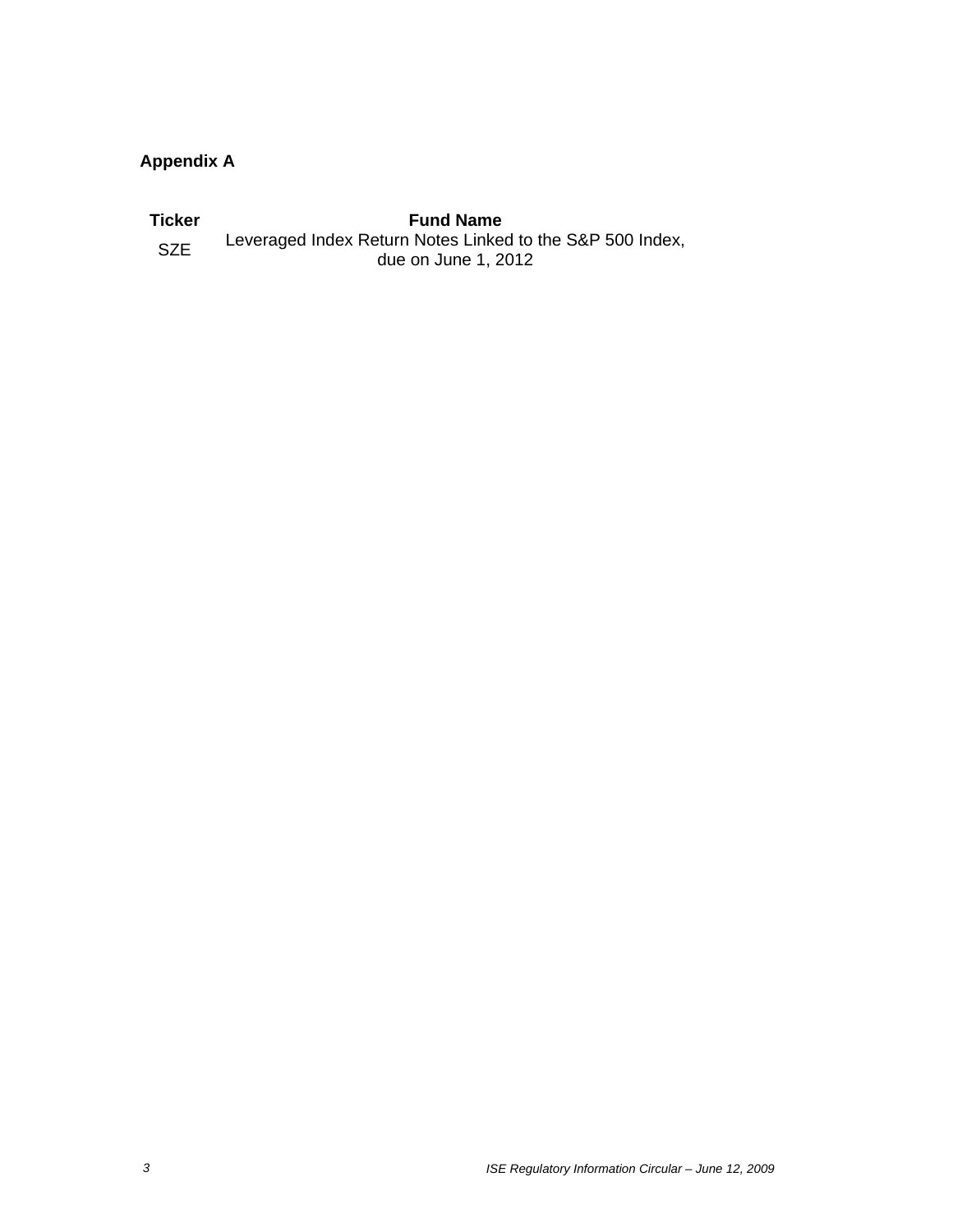**Appendix A**

| Ticker | Fund Name |
|---|---|
| SZE | Leveraged Index Return Notes Linked to the S&P 500 Index, due on June 1, 2012 |